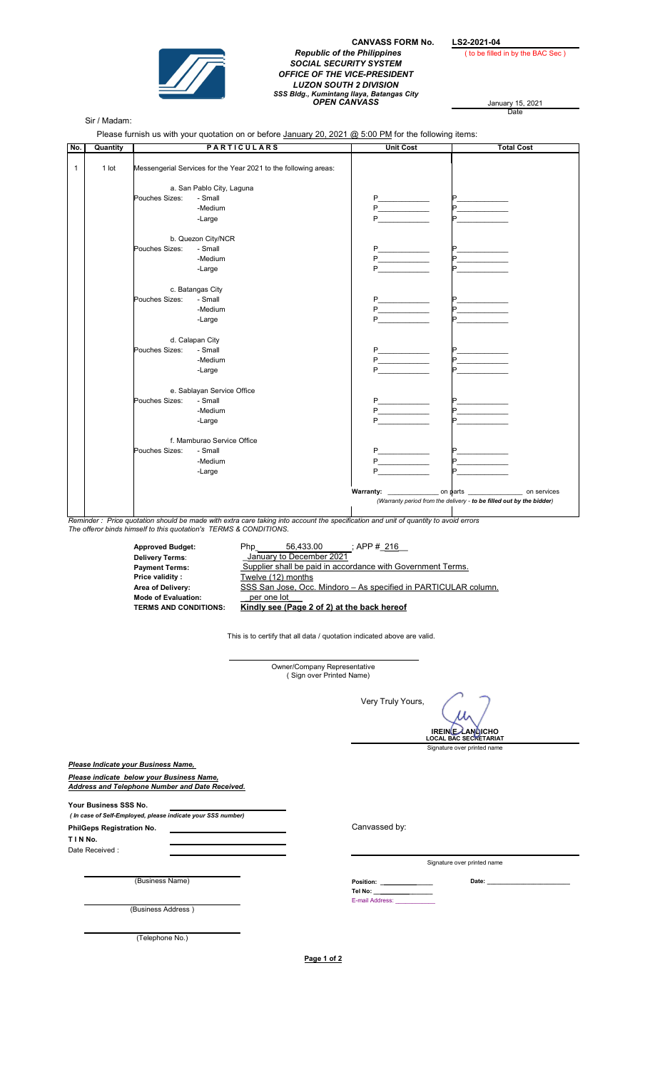**CANVASS FORM No. LS2-2021-04**
( to be filled in by the BAC Sec )

***Republic of the Philippines***
***SOCIAL SECURITY SYSTEM***
***OFFICE OF THE VICE-PRESIDENT***
***LUZON SOUTH 2 DIVISION***
***SSS Bldg., Kumintang Ilaya, Batangas City***
***OPEN CANVASS***

January 15, 2021
Date

Sir / Madam:

Please furnish us with your quotation on or before January 20, 2021 @ 5:00 PM for the following items:

| No. | Quantity | PARTICULARS | | Unit Cost | Total Cost |
|---|---|---|---|---|---|
| 1 | 1 lot | Messengerial Services for the Year 2021 to the following areas: | | | |
| | | a. San Pablo City, Laguna | | | |
| | | Pouches Sizes: | - Small | P____________ | P____________ |
| | | | -Medium | P____________ | P____________ |
| | | | -Large | P____________ | P____________ |
| | | b. Quezon City/NCR | | | |
| | | Pouches Sizes: | - Small | P____________ | P____________ |
| | | | -Medium | P____________ | P____________ |
| | | | -Large | P____________ | P____________ |
| | | c. Batangas City | | | |
| | | Pouches Sizes: | - Small | P____________ | P____________ |
| | | | -Medium | P____________ | P____________ |
| | | | -Large | P____________ | P____________ |
| | | d. Calapan City | | | |
| | | Pouches Sizes: | - Small | P____________ | P____________ |
| | | | -Medium | P____________ | P____________ |
| | | | -Large | P____________ | P____________ |
| | | e. Sablayan Service Office | | | |
| | | Pouches Sizes: | - Small | P____________ | P____________ |
| | | | -Medium | P____________ | P____________ |
| | | | -Large | P____________ | P____________ |
| | | f. Mamburao Service Office | | | |
| | | Pouches Sizes: | - Small | P____________ | P____________ |
| | | | -Medium | P____________ | P____________ |
| | | | -Large | P____________ | P____________ |
| | | | | **Warranty:** ____________ on parts | ____________ on services |
| | | | | *(Warranty period from the delivery - to be filled out by the bidder)* | |

*Reminder : Price quotation should be made with extra care taking into account the specification and unit of quantity to avoid errors*
*The offeror binds himself to this quotation's TERMS & CONDITIONS.*

**Approved Budget:** Php 56,433.00 ; APP # 216
**Delivery Terms:** January to December 2021
**Payment Terms:** Supplier shall be paid in accordance with Government Terms.
**Price validity :** Twelve (12) months
**Area of Delivery:** SSS San Jose, Occ. Mindoro – As specified in PARTICULAR column.
**Mode of Evaluation:** per one lot
**TERMS AND CONDITIONS:** **Kindly see (Page 2 of 2) at the back hereof**

This is to certify that all data / quotation indicated above are valid.

______________________________
Owner/Company Representative
( Sign over Printed Name)

Very Truly Yours,

**IREINE LANDICHO**
**LOCAL BAC SECRETARIAT**
Signature over printed name

***Please Indicate your Business Name,***

***Please indicate below your Business Name, Address and Telephone Number and Date Received.***

**Your Business SSS No.** ____________
*( In case of Self-Employed, please indicate your SSS number)*

**PhilGeps Registration No.** ____________

**T I N No.** ____________

Date Received : ____________

Canvassed by:

______________________________
Signature over printed name

**Position:** ____________ **Date:** ____________
**Tel No:** ____________
E-mail Address: ____________

______________________________
(Business Name)

______________________________
(Business Address )

______________________________
(Telephone No.)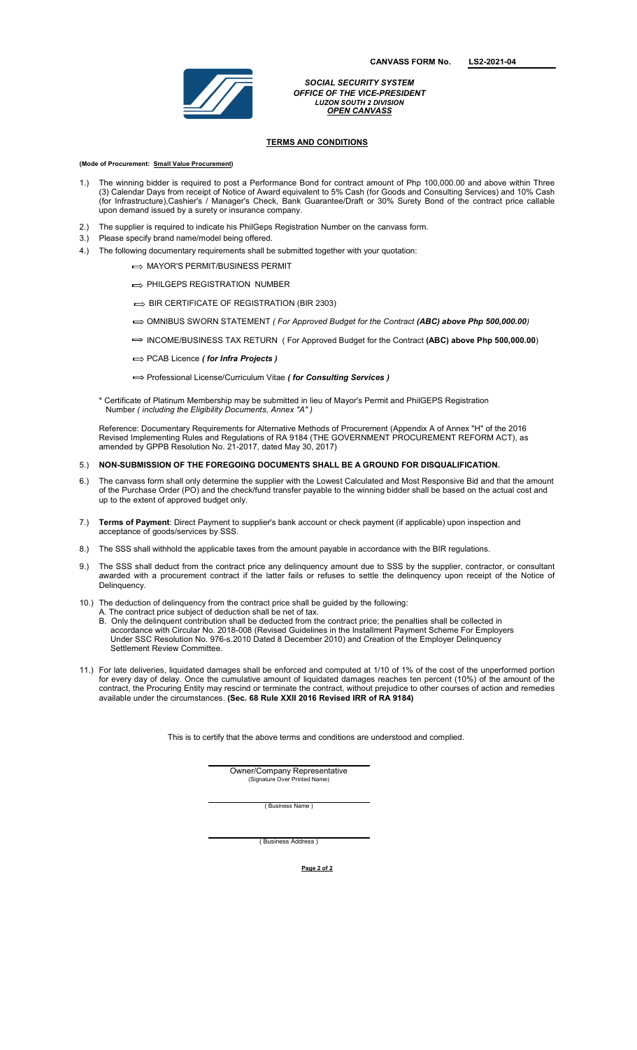**CANVASS FORM No. LS2-2021-04**

***SOCIAL SECURITY SYSTEM***
***OFFICE OF THE VICE-PRESIDENT***
***LUZON SOUTH 2 DIVISION***
***OPEN CANVASS***

## TERMS AND CONDITIONS

**(Mode of Procurement: Small Value Procurement)**

1.) The winning bidder is required to post a Performance Bond for contract amount of Php 100,000.00 and above within Three (3) Calendar Days from receipt of Notice of Award equivalent to 5% Cash (for Goods and Consulting Services) and 10% Cash (for Infrastructure),Cashier's / Manager's Check, Bank Guarantee/Draft or 30% Surety Bond of the contract price callable upon demand issued by a surety or insurance company.

2.) The supplier is required to indicate his PhilGeps Registration Number on the canvass form.

3.) Please specify brand name/model being offered.

4.) The following documentary requirements shall be submitted together with your quotation:

- ⟹ MAYOR'S PERMIT/BUSINESS PERMIT
- ⟹ PHILGEPS REGISTRATION NUMBER
- ⟹ BIR CERTIFICATE OF REGISTRATION (BIR 2303)
- ⟹ OMNIBUS SWORN STATEMENT *( For Approved Budget for the Contract **(ABC) above Php 500,000.00**)*
- ⟹ INCOME/BUSINESS TAX RETURN ( For Approved Budget for the Contract **(ABC) above Php 500,000.00**)
- ⟹ PCAB Licence ***( for Infra Projects )***
- ⟹ Professional License/Curriculum Vitae ***( for Consulting Services )***

\* Certificate of Platinum Membership may be submitted in lieu of Mayor's Permit and PhilGEPS Registration Number *( including the Eligibility Documents, Annex "A" )*

Reference: Documentary Requirements for Alternative Methods of Procurement (Appendix A of Annex "H" of the 2016 Revised Implementing Rules and Regulations of RA 9184 (THE GOVERNMENT PROCUREMENT REFORM ACT), as amended by GPPB Resolution No. 21-2017, dated May 30, 2017)

5.) **NON-SUBMISSION OF THE FOREGOING DOCUMENTS SHALL BE A GROUND FOR DISQUALIFICATION.**

6.) The canvass form shall only determine the supplier with the Lowest Calculated and Most Responsive Bid and that the amount of the Purchase Order (PO) and the check/fund transfer payable to the winning bidder shall be based on the actual cost and up to the extent of approved budget only.

7.) **Terms of Payment**: Direct Payment to supplier's bank account or check payment (if applicable) upon inspection and acceptance of goods/services by SSS.

8.) The SSS shall withhold the applicable taxes from the amount payable in accordance with the BIR regulations.

9.) The SSS shall deduct from the contract price any delinquency amount due to SSS by the supplier, contractor, or consultant awarded with a procurement contract if the latter fails or refuses to settle the delinquency upon receipt of the Notice of Delinquency.

10.) The deduction of delinquency from the contract price shall be guided by the following:
A. The contract price subject of deduction shall be net of tax.
B. Only the delinquent contribution shall be deducted from the contract price; the penalties shall be collected in accordance with Circular No. 2018-008 (Revised Guidelines in the Installment Payment Scheme For Employers Under SSC Resolution No. 976-s.2010 Dated 8 December 2010) and Creation of the Employer Delinquency Settlement Review Committee.

11.) For late deliveries, liquidated damages shall be enforced and computed at 1/10 of 1% of the cost of the unperformed portion for every day of delay. Once the cumulative amount of liquidated damages reaches ten percent (10%) of the amount of the contract, the Procuring Entity may rescind or terminate the contract, without prejudice to other courses of action and remedies available under the circumstances. **(Sec. 68 Rule XXII 2016 Revised IRR of RA 9184)**

This is to certify that the above terms and conditions are understood and complied.

\_\_\_\_\_\_\_\_\_\_\_\_\_\_\_\_\_\_\_\_\_\_\_\_\_\_\_\_\_\_
Owner/Company Representative
(Signature Over Printed Name)

\_\_\_\_\_\_\_\_\_\_\_\_\_\_\_\_\_\_\_\_\_\_\_\_\_\_\_\_\_\_
( Business Name )

\_\_\_\_\_\_\_\_\_\_\_\_\_\_\_\_\_\_\_\_\_\_\_\_\_\_\_\_\_\_
( Business Address )